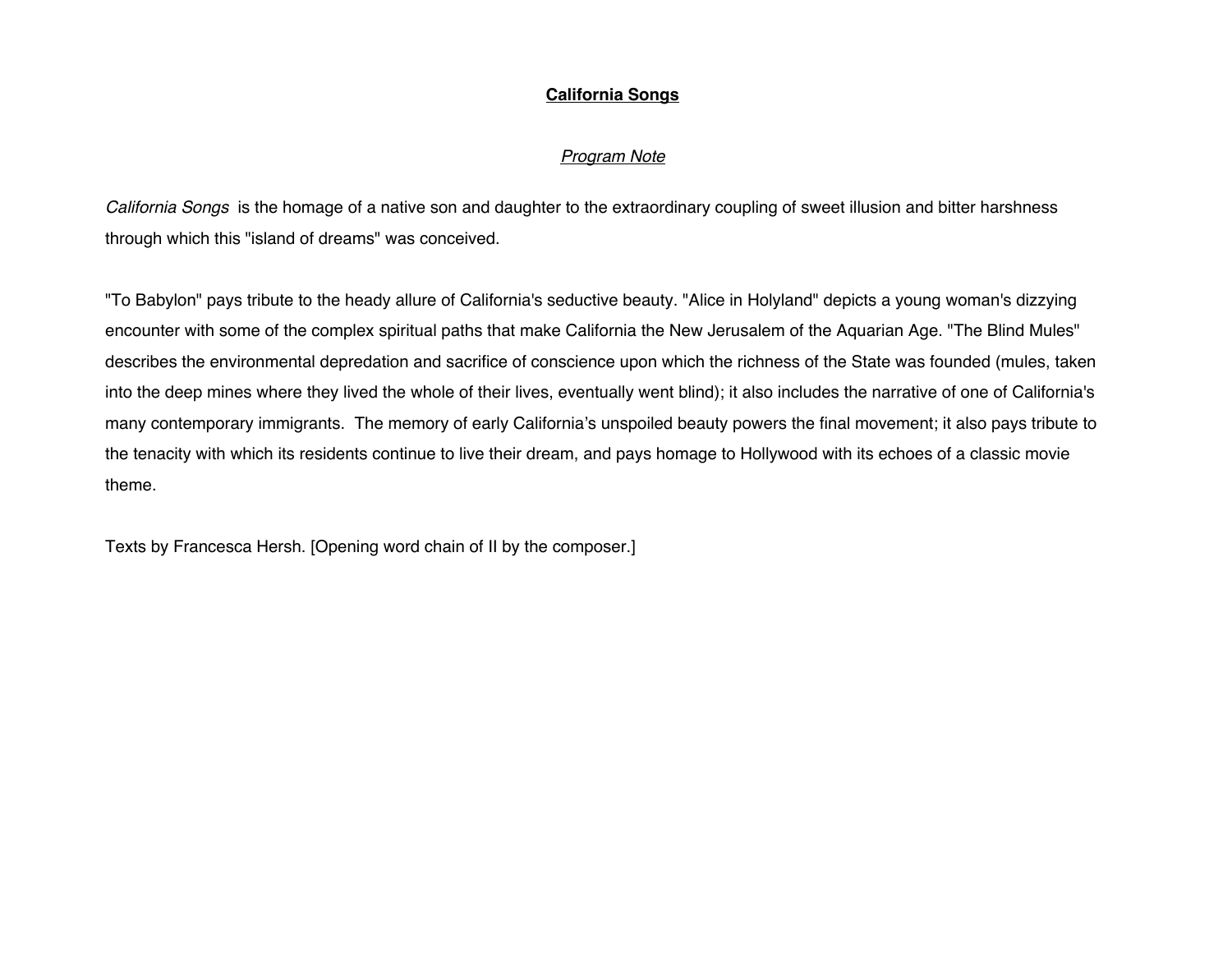## **California Songs**

*Program Note*

*California Songs* is the homage of a native son and daughter to the extraordinary coupling of sweet illusion and bitter harshness through which this "island of dreams" was conceived.

"To Babylon" pays tribute to the heady allure of California's seductive beauty. "Alice in Holyland" depicts a young woman's dizzying encounter with some of the complex spiritual paths that make California the New Jerusalem of the Aquarian Age. "The Blind Mules" describes the environmental depredation and sacrifice of conscience upon which the richness of the State was founded (mules, taken into the deep mines where they lived the whole of their lives, eventually went blind); it also includes the narrative of one of California's many contemporary immigrants. The memory of early California's unspoiled beauty powers the final movement; it also pays tribute to the tenacity with which its residents continue to live their dream, and pays homage to Hollywood with its echoes of a classic movie theme.

Texts by Francesca Hersh. [Opening word chain of II by the composer.]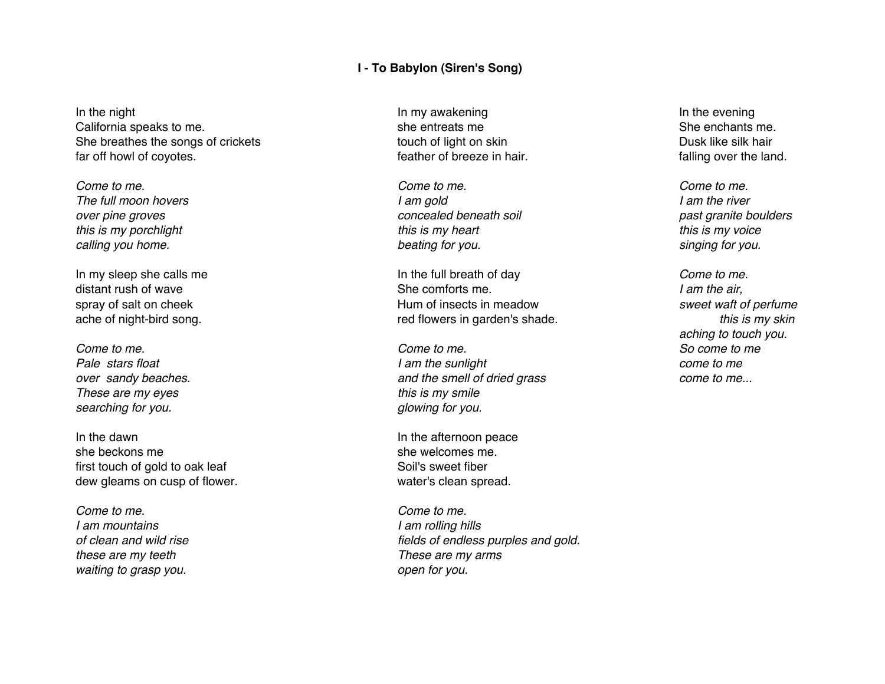**I - To Babylon (Siren's Song)**

In the night
California speaks to me.
She breathes the songs of crickets
far off howl of coyotes.

*Come to me.*
*The full moon hovers*
*over pine groves*
*this is my porchlight*
*calling you home.*

In my sleep she calls me
distant rush of wave
spray of salt on cheek
ache of night-bird song.

*Come to me.*
*Pale stars float*
*over sandy beaches.*
*These are my eyes*
*searching for you.*

In the dawn
she beckons me
first touch of gold to oak leaf
dew gleams on cusp of flower.

*Come to me.*
*I am mountains*
*of clean and wild rise*
*these are my teeth*
*waiting to grasp you.*

In my awakening
she entreats me
touch of light on skin
feather of breeze in hair.

*Come to me.*
*I am gold*
*concealed beneath soil*
*this is my heart*
*beating for you.*

In the full breath of day
She comforts me.
Hum of insects in meadow
red flowers in garden's shade.

*Come to me.*
*I am the sunlight*
*and the smell of dried grass*
*this is my smile*
*glowing for you.*

In the afternoon peace
she welcomes me.
Soil's sweet fiber
water's clean spread.

*Come to me.*
*I am rolling hills*
*fields of endless purples and gold.*
*These are my arms*
*open for you.*

In the evening
She enchants me.
Dusk like silk hair
falling over the land.

*Come to me.*
*I am the river*
*past granite boulders*
*this is my voice*
*singing for you.*

*Come to me.*
*I am the air,*
*sweet waft of perfume*
*this is my skin*
*aching to touch you.*
*So come to me*
*come to me*
*come to me...*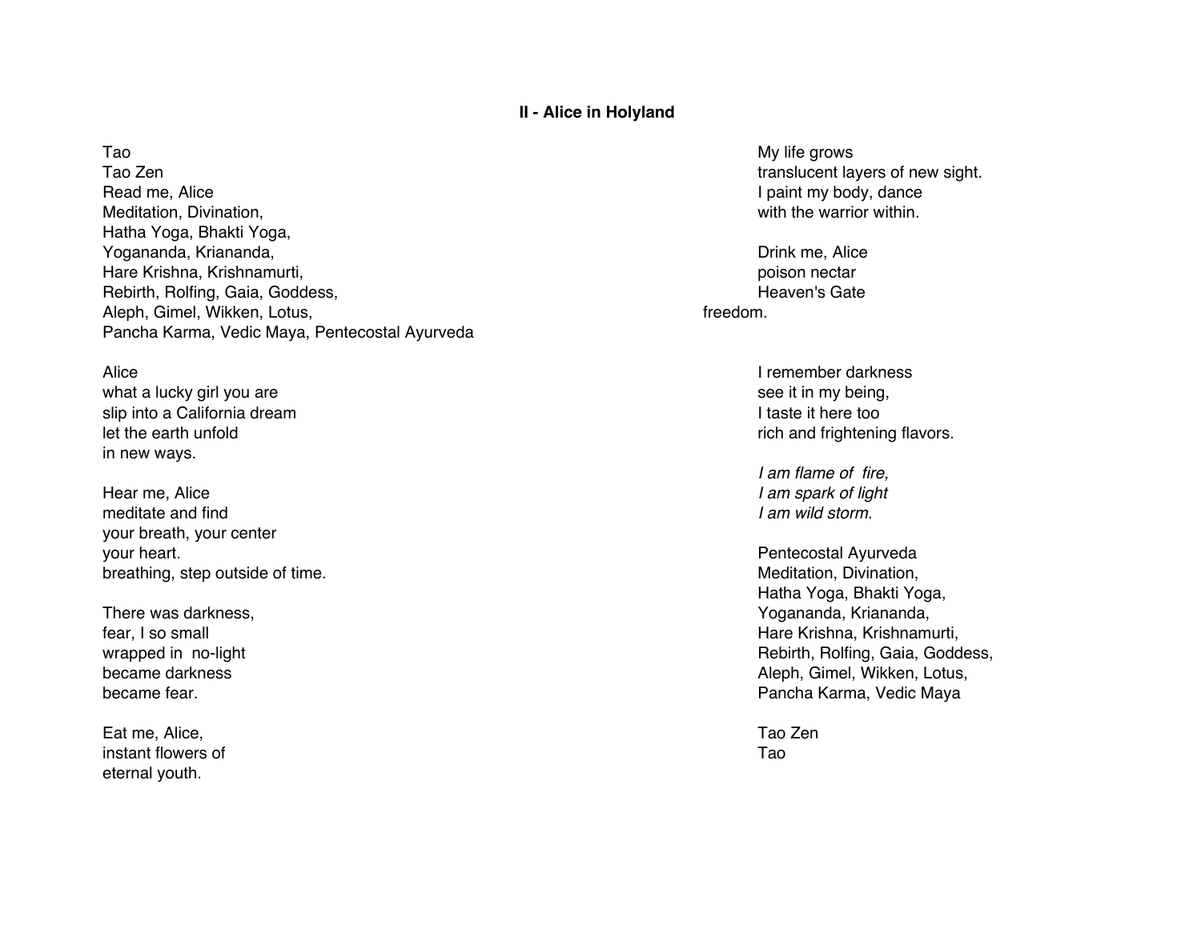## II - Alice in Holyland

Tao
Tao Zen
Read me, Alice
Meditation, Divination,
Hatha Yoga, Bhakti Yoga,
Yogananda, Kriananda,
Hare Krishna, Krishnamurti,
Rebirth, Rolfing, Gaia, Goddess,
Aleph, Gimel, Wikken, Lotus,
Pancha Karma, Vedic Maya, Pentecostal Ayurveda

Alice
what a lucky girl you are
slip into a California dream
let the earth unfold
in new ways.

Hear me, Alice
meditate and find
your breath, your center
your heart.
breathing, step outside of time.

There was darkness,
fear, I so small
wrapped in no-light
became darkness
became fear.

Eat me, Alice,
instant flowers of
eternal youth.

My life grows
translucent layers of new sight.
I paint my body, dance
with the warrior within.

Drink me, Alice
poison nectar
Heaven's Gate
freedom.

I remember darkness
see it in my being,
I taste it here too
rich and frightening flavors.

*I am flame of fire,*
*I am spark of light*
*I am wild storm.*

Pentecostal Ayurveda
Meditation, Divination,
Hatha Yoga, Bhakti Yoga,
Yogananda, Kriananda,
Hare Krishna, Krishnamurti,
Rebirth, Rolfing, Gaia, Goddess,
Aleph, Gimel, Wikken, Lotus,
Pancha Karma, Vedic Maya

Tao Zen
Tao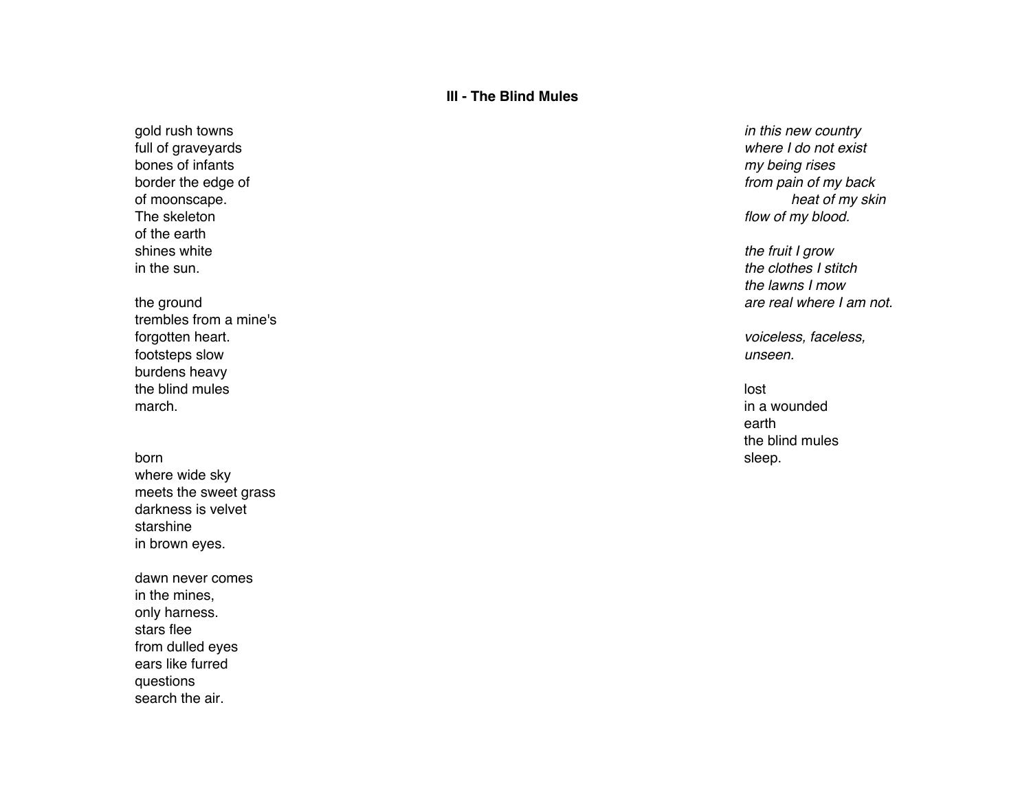**III - The Blind Mules**

gold rush towns  
full of graveyards  
bones of infants  
border the edge of  
of moonscape.  
The skeleton  
of the earth  
shines white  
in the sun.

the ground  
trembles from a mine's  
forgotten heart.  
footsteps slow  
burdens heavy  
the blind mules  
march.

born  
where wide sky  
meets the sweet grass  
darkness is velvet  
starshine  
in brown eyes.

dawn never comes  
in the mines,  
only harness.  
stars flee  
from dulled eyes  
ears like furred  
questions  
search the air.

*in this new country*  
*where I do not exist*  
*my being rises*  
*from pain of my back*  
            *heat of my skin*  
*flow of my blood.*

*the fruit I grow*  
*the clothes I stitch*  
*the lawns I mow*  
*are real where I am not.*

*voiceless, faceless,*  
*unseen.*

lost  
in a wounded  
earth  
the blind mules  
sleep.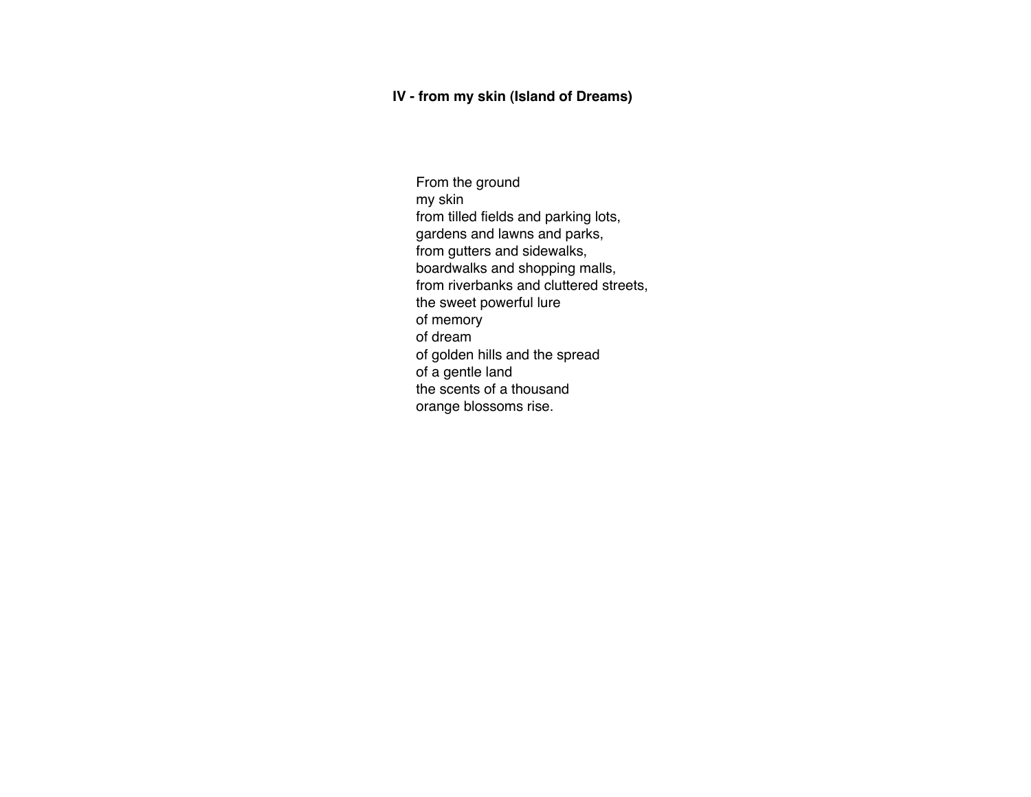**IV - from my skin (Island of Dreams)**

From the ground  
my skin  
from tilled fields and parking lots,  
gardens and lawns and parks,  
from gutters and sidewalks,  
boardwalks and shopping malls,  
from riverbanks and cluttered streets,  
the sweet powerful lure  
of memory  
of dream  
of golden hills and the spread  
of a gentle land  
the scents of a thousand  
orange blossoms rise.